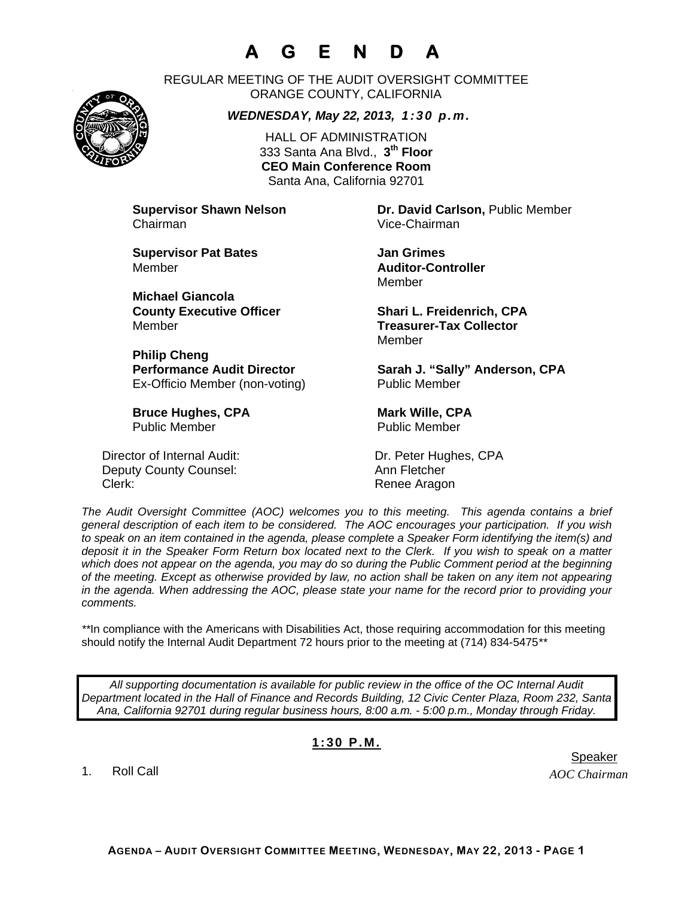# A G E N D A

REGULAR MEETING OF THE AUDIT OVERSIGHT COMMITTEE
ORANGE COUNTY, CALIFORNIA

***WEDNESDAY, May 22, 2013, 1:30 p.m.***

HALL OF ADMINISTRATION
333 Santa Ana Blvd., **3th Floor**
**CEO Main Conference Room**
Santa Ana, California 92701

**Supervisor Shawn Nelson**
Chairman

**Dr. David Carlson,** Public Member
Vice-Chairman

**Supervisor Pat Bates**
Member

**Jan Grimes**
**Auditor-Controller**
Member

**Michael Giancola**
**County Executive Officer**
Member

**Shari L. Freidenrich, CPA**
**Treasurer-Tax Collector**
Member

**Philip Cheng**
**Performance Audit Director**
Ex-Officio Member (non-voting)

**Sarah J. "Sally" Anderson, CPA**
Public Member

**Bruce Hughes, CPA**
Public Member

**Mark Wille, CPA**
Public Member

Director of Internal Audit: Dr. Peter Hughes, CPA
Deputy County Counsel: Ann Fletcher
Clerk: Renee Aragon

*The Audit Oversight Committee (AOC) welcomes you to this meeting. This agenda contains a brief general description of each item to be considered. The AOC encourages your participation. If you wish to speak on an item contained in the agenda, please complete a Speaker Form identifying the item(s) and deposit it in the Speaker Form Return box located next to the Clerk. If you wish to speak on a matter which does not appear on the agenda, you may do so during the Public Comment period at the beginning of the meeting. Except as otherwise provided by law, no action shall be taken on any item not appearing in the agenda. When addressing the AOC, please state your name for the record prior to providing your comments.*

*\*\*In compliance with the Americans with Disabilities Act, those requiring accommodation for this meeting should notify the Internal Audit Department 72 hours prior to the meeting at (714) 834-5475\*\**

*All supporting documentation is available for public review in the office of the OC Internal Audit Department located in the Hall of Finance and Records Building, 12 Civic Center Plaza, Room 232, Santa Ana, California 92701 during regular business hours, 8:00 a.m. - 5:00 p.m., Monday through Friday.*

**1:30 P.M.**

| | Speaker |
|---|---|
| 1. Roll Call | *AOC Chairman* |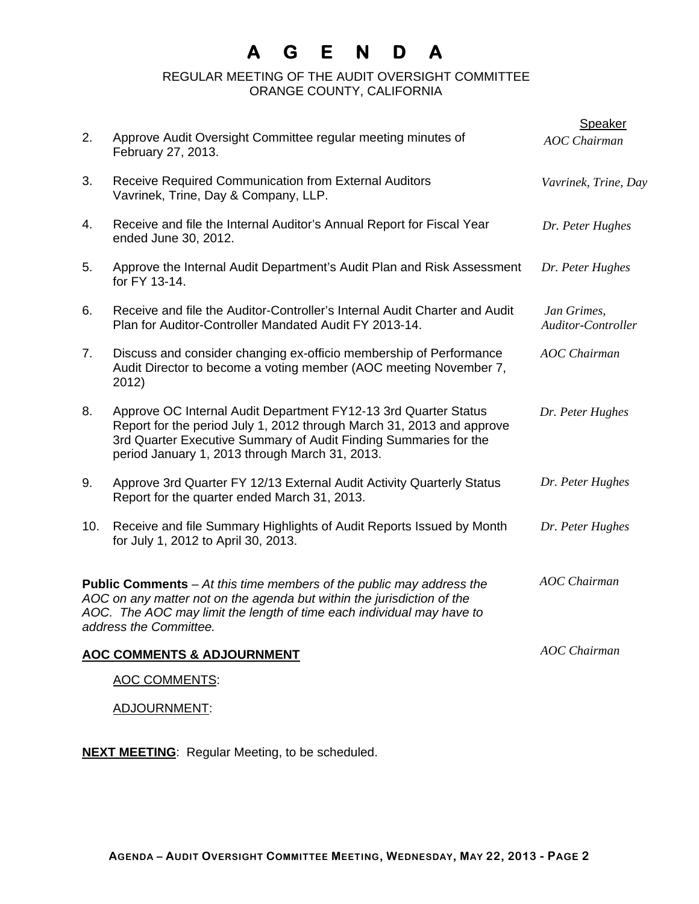# A G E N D A

REGULAR MEETING OF THE AUDIT OVERSIGHT COMMITTEE
ORANGE COUNTY, CALIFORNIA

| | | Speaker |
|---|---|---|
| 2. | Approve Audit Oversight Committee regular meeting minutes of February 27, 2013. | *AOC Chairman* |
| 3. | Receive Required Communication from External Auditors Vavrinek, Trine, Day & Company, LLP. | *Vavrinek, Trine, Day* |
| 4. | Receive and file the Internal Auditor's Annual Report for Fiscal Year ended June 30, 2012. | *Dr. Peter Hughes* |
| 5. | Approve the Internal Audit Department's Audit Plan and Risk Assessment for FY 13-14. | *Dr. Peter Hughes* |
| 6. | Receive and file the Auditor-Controller's Internal Audit Charter and Audit Plan for Auditor-Controller Mandated Audit FY 2013-14. | *Jan Grimes, Auditor-Controller* |
| 7. | Discuss and consider changing ex-officio membership of Performance Audit Director to become a voting member (AOC meeting November 7, 2012) | *AOC Chairman* |
| 8. | Approve OC Internal Audit Department FY12-13 3rd Quarter Status Report for the period July 1, 2012 through March 31, 2013 and approve 3rd Quarter Executive Summary of Audit Finding Summaries for the period January 1, 2013 through March 31, 2013. | *Dr. Peter Hughes* |
| 9. | Approve 3rd Quarter FY 12/13 External Audit Activity Quarterly Status Report for the quarter ended March 31, 2013. | *Dr. Peter Hughes* |
| 10. | Receive and file Summary Highlights of Audit Reports Issued by Month for July 1, 2012 to April 30, 2013. | *Dr. Peter Hughes* |

**Public Comments** – *At this time members of the public may address the AOC on any matter not on the agenda but within the jurisdiction of the AOC. The AOC may limit the length of time each individual may have to address the Committee.* — *AOC Chairman*

**AOC COMMENTS & ADJOURNMENT** — *AOC Chairman*

AOC COMMENTS:

ADJOURNMENT:

**NEXT MEETING**: Regular Meeting, to be scheduled.